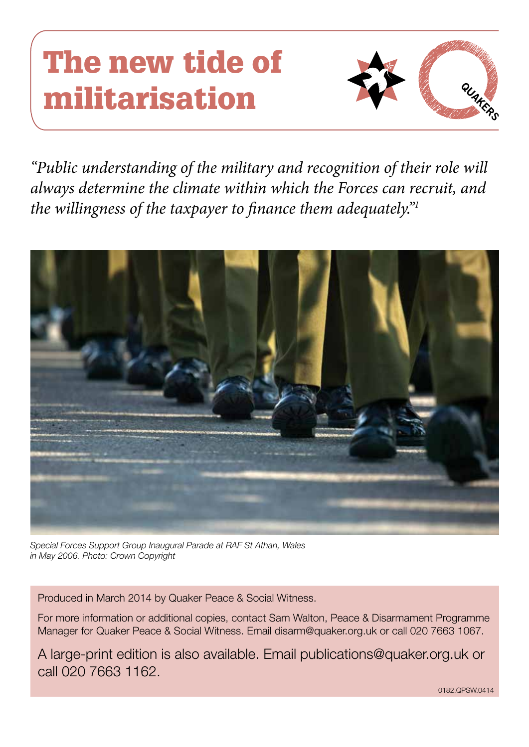# The new tide of militarisation

*"Public understanding of the military and recognition of their role will always determine the climate within which the Forces can recruit, and the willingness of the taxpayer to finance them adequately."*[1]

*Special Forces Support Group Inaugural Parade at RAF St Athan, Wales in May 2006. Photo: Crown Copyright*

Produced in March 2014 by Quaker Peace & Social Witness.

For more information or additional copies, contact Sam Walton, Peace & Disarmament Programme Manager for Quaker Peace & Social Witness. Email disarm@quaker.org.uk or call 020 7663 1067.

A large-print edition is also available. Email publications@quaker.org.uk or call 020 7663 1162.

0182.QPSW.0414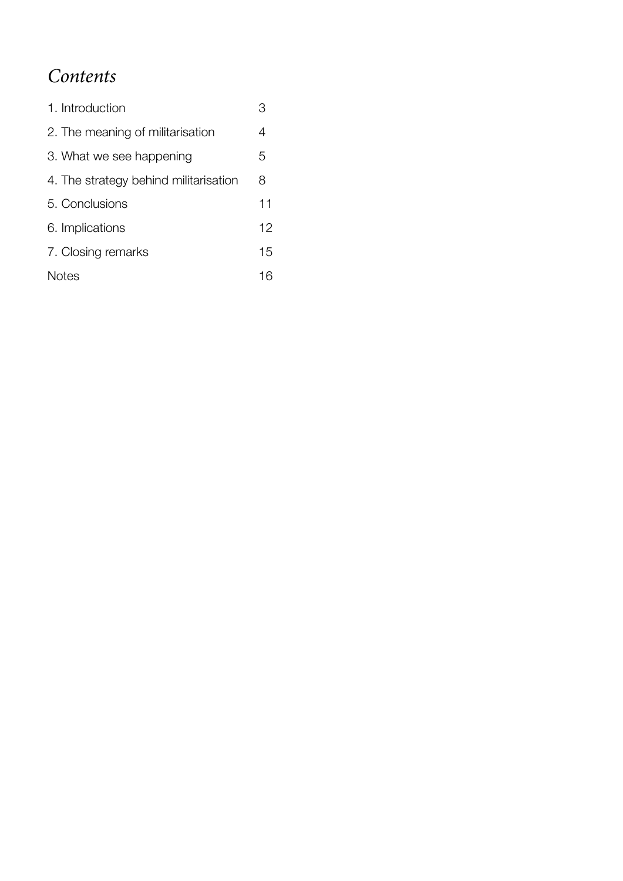# *Contents*

| | |
|---|---|
| 1. Introduction | 3 |
| 2. The meaning of militarisation | 4 |
| 3. What we see happening | 5 |
| 4. The strategy behind militarisation | 8 |
| 5. Conclusions | 11 |
| 6. Implications | 12 |
| 7. Closing remarks | 15 |
| Notes | 16 |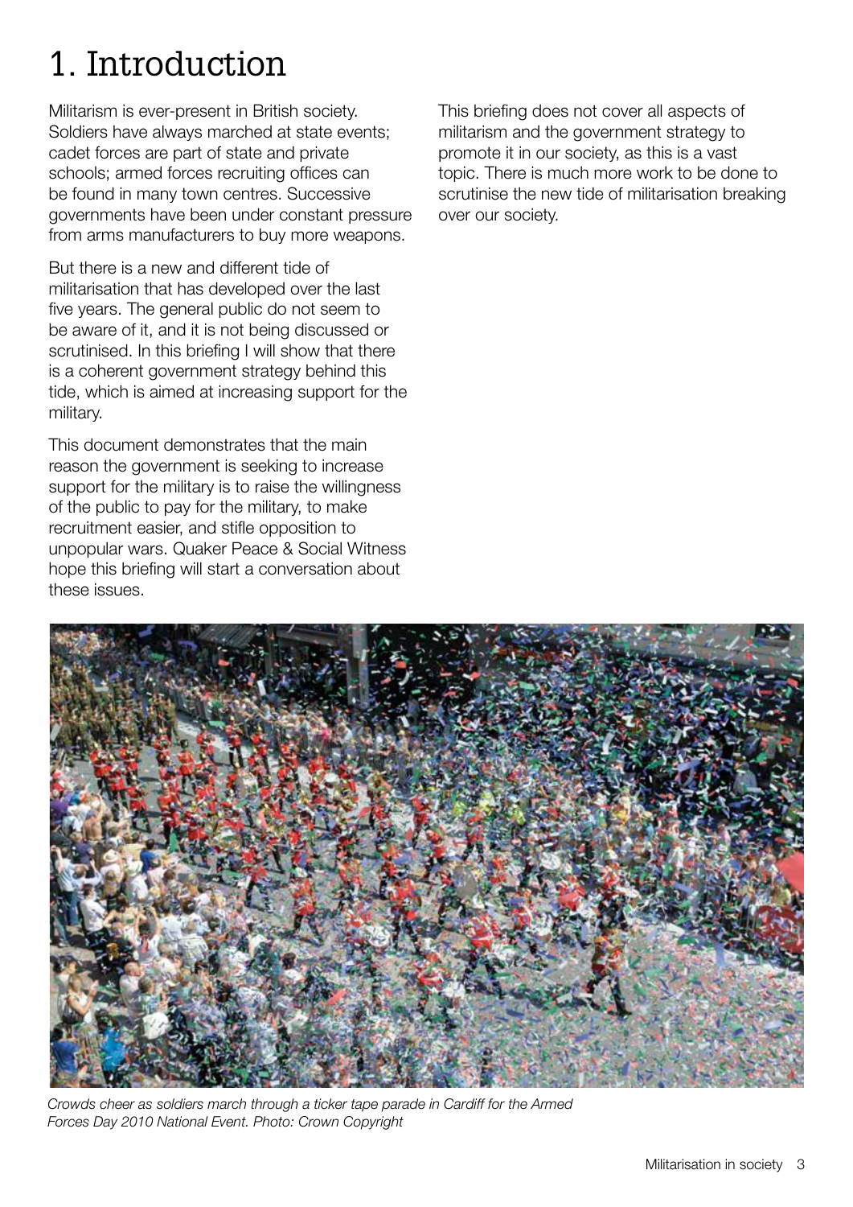# 1. Introduction

Militarism is ever-present in British society. Soldiers have always marched at state events; cadet forces are part of state and private schools; armed forces recruiting offices can be found in many town centres. Successive governments have been under constant pressure from arms manufacturers to buy more weapons.

But there is a new and different tide of militarisation that has developed over the last five years. The general public do not seem to be aware of it, and it is not being discussed or scrutinised. In this briefing I will show that there is a coherent government strategy behind this tide, which is aimed at increasing support for the military.

This document demonstrates that the main reason the government is seeking to increase support for the military is to raise the willingness of the public to pay for the military, to make recruitment easier, and stifle opposition to unpopular wars. Quaker Peace & Social Witness hope this briefing will start a conversation about these issues.

This briefing does not cover all aspects of militarism and the government strategy to promote it in our society, as this is a vast topic. There is much more work to be done to scrutinise the new tide of militarisation breaking over our society.

*Crowds cheer as soldiers march through a ticker tape parade in Cardiff for the Armed Forces Day 2010 National Event. Photo: Crown Copyright*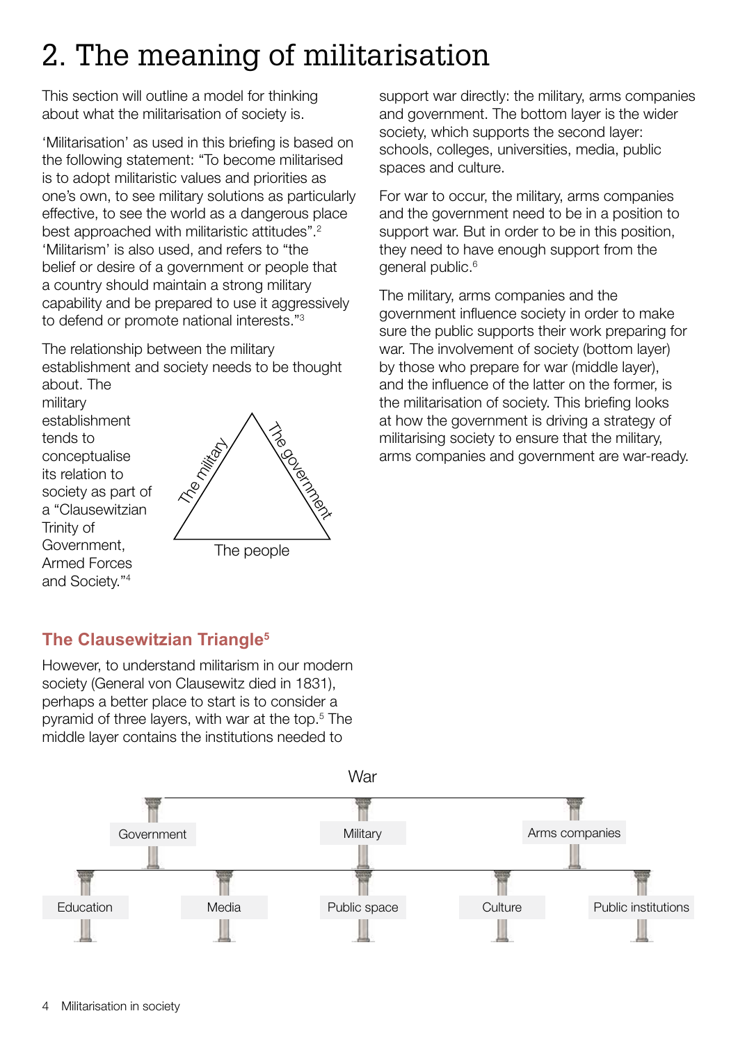# 2. The meaning of militarisation

This section will outline a model for thinking about what the militarisation of society is.

'Militarisation' as used in this briefing is based on the following statement: "To become militarised is to adopt militaristic values and priorities as one's own, to see military solutions as particularly effective, to see the world as a dangerous place best approached with militaristic attitudes".[2] 'Militarism' is also used, and refers to "the belief or desire of a government or people that a country should maintain a strong military capability and be prepared to use it aggressively to defend or promote national interests."[3]

The relationship between the military establishment and society needs to be thought about. The military establishment tends to conceptualise its relation to society as part of a "Clausewitzian Trinity of Government, Armed Forces and Society."[4]

The military

The government

The people

## The Clausewitzian Triangle[5]

However, to understand militarism in our modern society (General von Clausewitz died in 1831), perhaps a better place to start is to consider a pyramid of three layers, with war at the top.[5] The middle layer contains the institutions needed to support war directly: the military, arms companies and government. The bottom layer is the wider society, which supports the second layer: schools, colleges, universities, media, public spaces and culture.

For war to occur, the military, arms companies and the government need to be in a position to support war. But in order to be in this position, they need to have enough support from the general public.[6]

The military, arms companies and the government influence society in order to make sure the public supports their work preparing for war. The involvement of society (bottom layer) by those who prepare for war (middle layer), and the influence of the latter on the former, is the militarisation of society. This briefing looks at how the government is driving a strategy of militarising society to ensure that the military, arms companies and government are war-ready.

War

Government | Military | Arms companies

Education | Media | Public space | Culture | Public institutions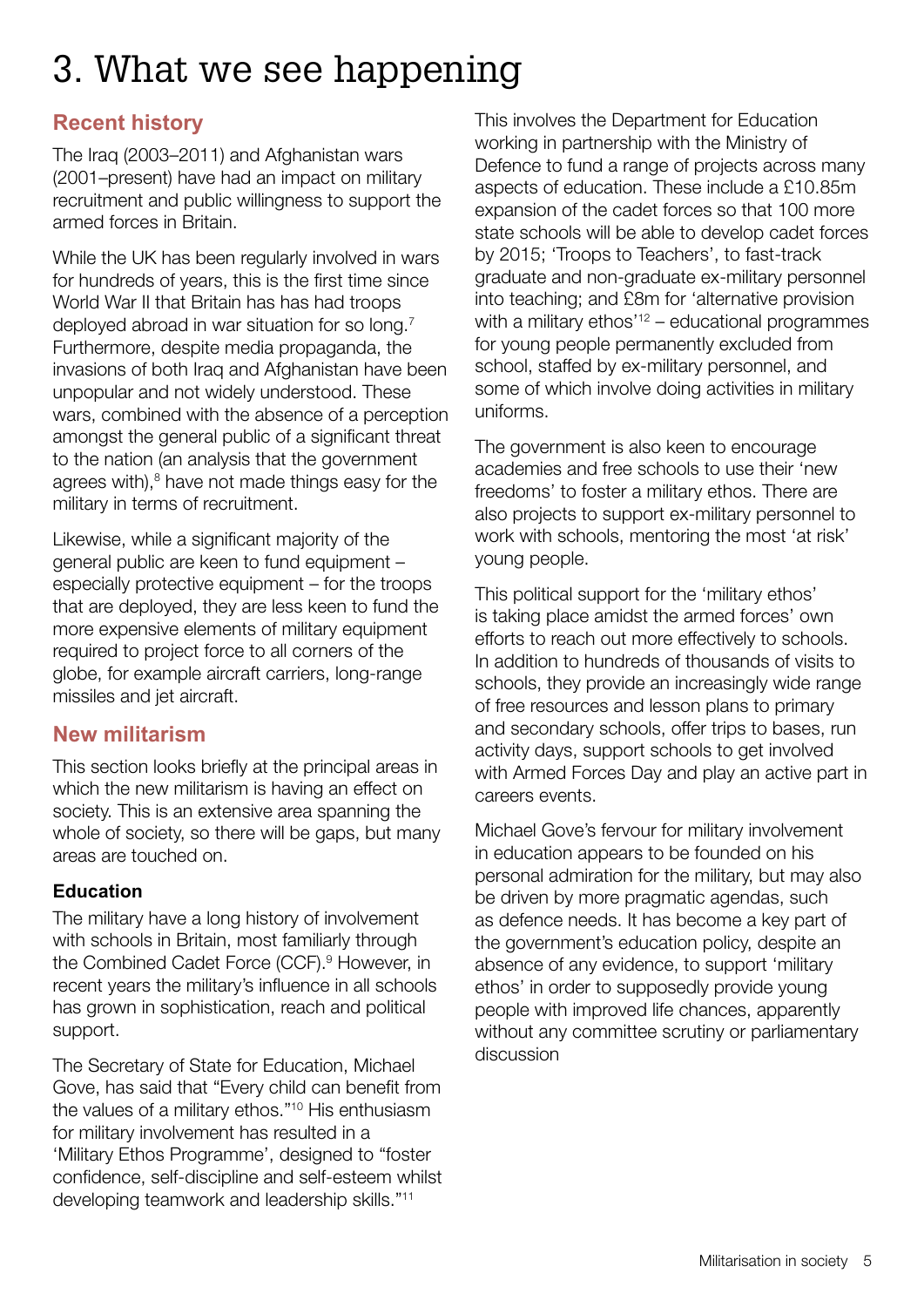# 3. What we see happening

## Recent history

The Iraq (2003–2011) and Afghanistan wars (2001–present) have had an impact on military recruitment and public willingness to support the armed forces in Britain.

While the UK has been regularly involved in wars for hundreds of years, this is the first time since World War II that Britain has has had troops deployed abroad in war situation for so long.[7] Furthermore, despite media propaganda, the invasions of both Iraq and Afghanistan have been unpopular and not widely understood. These wars, combined with the absence of a perception amongst the general public of a significant threat to the nation (an analysis that the government agrees with),[8] have not made things easy for the military in terms of recruitment.

Likewise, while a significant majority of the general public are keen to fund equipment – especially protective equipment – for the troops that are deployed, they are less keen to fund the more expensive elements of military equipment required to project force to all corners of the globe, for example aircraft carriers, long-range missiles and jet aircraft.

## New militarism

This section looks briefly at the principal areas in which the new militarism is having an effect on society. This is an extensive area spanning the whole of society, so there will be gaps, but many areas are touched on.

### Education

The military have a long history of involvement with schools in Britain, most familiarly through the Combined Cadet Force (CCF).[9] However, in recent years the military's influence in all schools has grown in sophistication, reach and political support.

The Secretary of State for Education, Michael Gove, has said that "Every child can benefit from the values of a military ethos."[10] His enthusiasm for military involvement has resulted in a 'Military Ethos Programme', designed to "foster confidence, self-discipline and self-esteem whilst developing teamwork and leadership skills."[11]

This involves the Department for Education working in partnership with the Ministry of Defence to fund a range of projects across many aspects of education. These include a £10.85m expansion of the cadet forces so that 100 more state schools will be able to develop cadet forces by 2015; 'Troops to Teachers', to fast-track graduate and non-graduate ex-military personnel into teaching; and £8m for 'alternative provision with a military ethos'[12] – educational programmes for young people permanently excluded from school, staffed by ex-military personnel, and some of which involve doing activities in military uniforms.

The government is also keen to encourage academies and free schools to use their 'new freedoms' to foster a military ethos. There are also projects to support ex-military personnel to work with schools, mentoring the most 'at risk' young people.

This political support for the 'military ethos' is taking place amidst the armed forces' own efforts to reach out more effectively to schools. In addition to hundreds of thousands of visits to schools, they provide an increasingly wide range of free resources and lesson plans to primary and secondary schools, offer trips to bases, run activity days, support schools to get involved with Armed Forces Day and play an active part in careers events.

Michael Gove's fervour for military involvement in education appears to be founded on his personal admiration for the military, but may also be driven by more pragmatic agendas, such as defence needs. It has become a key part of the government's education policy, despite an absence of any evidence, to support 'military ethos' in order to supposedly provide young people with improved life chances, apparently without any committee scrutiny or parliamentary discussion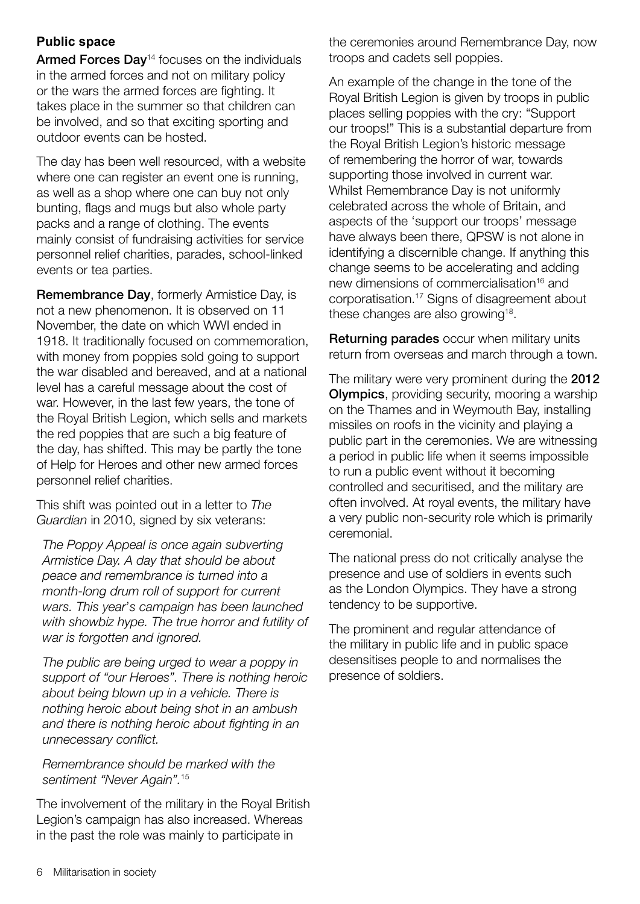### Public space

**Armed Forces Day**[14] focuses on the individuals in the armed forces and not on military policy or the wars the armed forces are fighting. It takes place in the summer so that children can be involved, and so that exciting sporting and outdoor events can be hosted.

The day has been well resourced, with a website where one can register an event one is running, as well as a shop where one can buy not only bunting, flags and mugs but also whole party packs and a range of clothing. The events mainly consist of fundraising activities for service personnel relief charities, parades, school-linked events or tea parties.

**Remembrance Day**, formerly Armistice Day, is not a new phenomenon. It is observed on 11 November, the date on which WWI ended in 1918. It traditionally focused on commemoration, with money from poppies sold going to support the war disabled and bereaved, and at a national level has a careful message about the cost of war. However, in the last few years, the tone of the Royal British Legion, which sells and markets the red poppies that are such a big feature of the day, has shifted. This may be partly the tone of Help for Heroes and other new armed forces personnel relief charities.

This shift was pointed out in a letter to *The Guardian* in 2010, signed by six veterans:

> *The Poppy Appeal is once again subverting Armistice Day. A day that should be about peace and remembrance is turned into a month-long drum roll of support for current wars. This year's campaign has been launched with showbiz hype. The true horror and futility of war is forgotten and ignored.*
>
> *The public are being urged to wear a poppy in support of "our Heroes". There is nothing heroic about being blown up in a vehicle. There is nothing heroic about being shot in an ambush and there is nothing heroic about fighting in an unnecessary conflict.*
>
> *Remembrance should be marked with the sentiment "Never Again".*[15]

The involvement of the military in the Royal British Legion's campaign has also increased. Whereas in the past the role was mainly to participate in the ceremonies around Remembrance Day, now troops and cadets sell poppies.

An example of the change in the tone of the Royal British Legion is given by troops in public places selling poppies with the cry: "Support our troops!" This is a substantial departure from the Royal British Legion's historic message of remembering the horror of war, towards supporting those involved in current war. Whilst Remembrance Day is not uniformly celebrated across the whole of Britain, and aspects of the 'support our troops' message have always been there, QPSW is not alone in identifying a discernible change. If anything this change seems to be accelerating and adding new dimensions of commercialisation[16] and corporatisation.[17] Signs of disagreement about these changes are also growing[18].

**Returning parades** occur when military units return from overseas and march through a town.

The military were very prominent during the **2012 Olympics**, providing security, mooring a warship on the Thames and in Weymouth Bay, installing missiles on roofs in the vicinity and playing a public part in the ceremonies. We are witnessing a period in public life when it seems impossible to run a public event without it becoming controlled and securitised, and the military are often involved. At royal events, the military have a very public non-security role which is primarily ceremonial.

The national press do not critically analyse the presence and use of soldiers in events such as the London Olympics. They have a strong tendency to be supportive.

The prominent and regular attendance of the military in public life and in public space desensitises people to and normalises the presence of soldiers.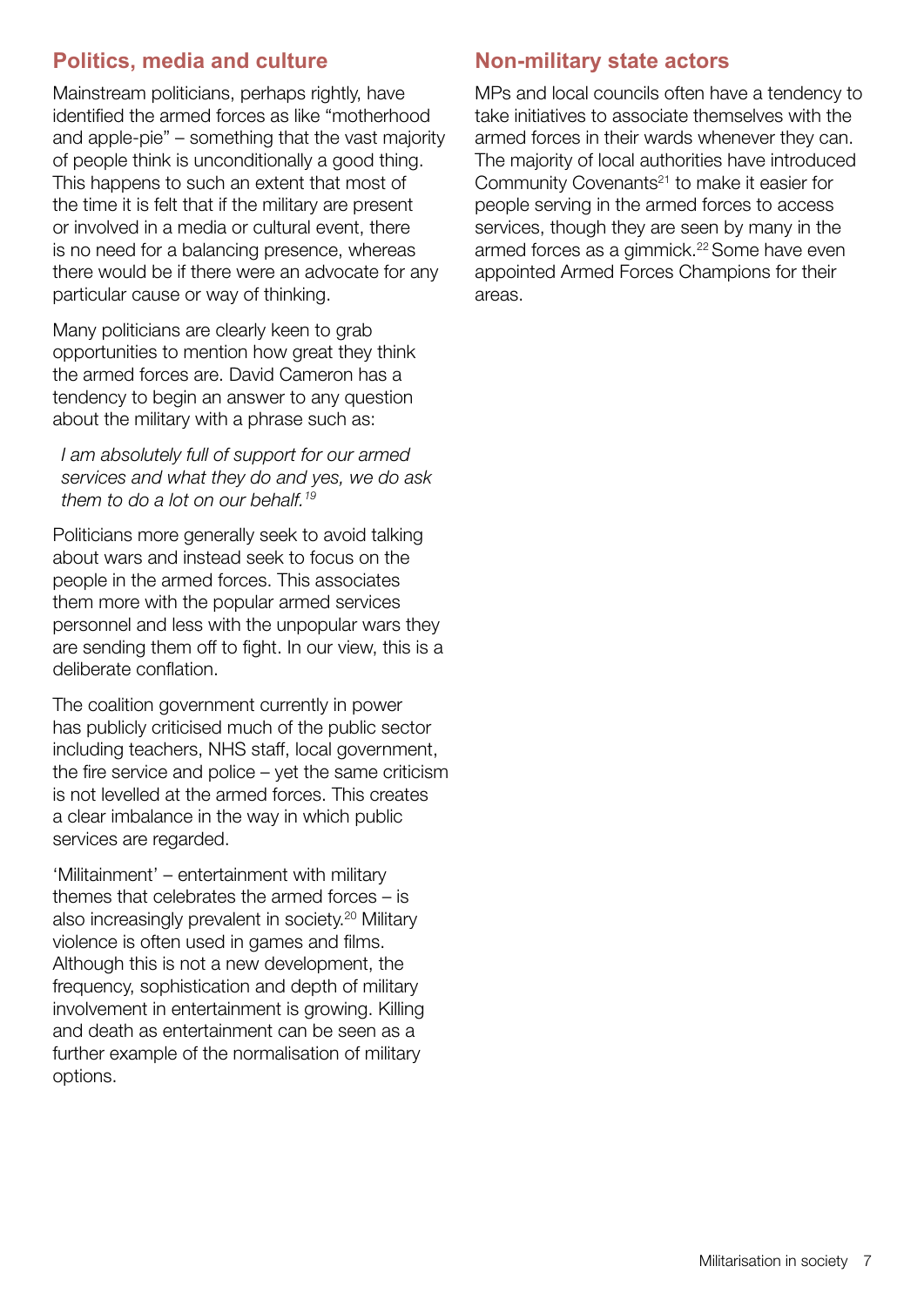## Politics, media and culture

Mainstream politicians, perhaps rightly, have identified the armed forces as like "motherhood and apple-pie" – something that the vast majority of people think is unconditionally a good thing. This happens to such an extent that most of the time it is felt that if the military are present or involved in a media or cultural event, there is no need for a balancing presence, whereas there would be if there were an advocate for any particular cause or way of thinking.

Many politicians are clearly keen to grab opportunities to mention how great they think the armed forces are. David Cameron has a tendency to begin an answer to any question about the military with a phrase such as:

> *I am absolutely full of support for our armed services and what they do and yes, we do ask them to do a lot on our behalf.*[19]

Politicians more generally seek to avoid talking about wars and instead seek to focus on the people in the armed forces. This associates them more with the popular armed services personnel and less with the unpopular wars they are sending them off to fight. In our view, this is a deliberate conflation.

The coalition government currently in power has publicly criticised much of the public sector including teachers, NHS staff, local government, the fire service and police – yet the same criticism is not levelled at the armed forces. This creates a clear imbalance in the way in which public services are regarded.

'Militainment' – entertainment with military themes that celebrates the armed forces – is also increasingly prevalent in society.[20] Military violence is often used in games and films. Although this is not a new development, the frequency, sophistication and depth of military involvement in entertainment is growing. Killing and death as entertainment can be seen as a further example of the normalisation of military options.

## Non-military state actors

MPs and local councils often have a tendency to take initiatives to associate themselves with the armed forces in their wards whenever they can. The majority of local authorities have introduced Community Covenants[21] to make it easier for people serving in the armed forces to access services, though they are seen by many in the armed forces as a gimmick.[22] Some have even appointed Armed Forces Champions for their areas.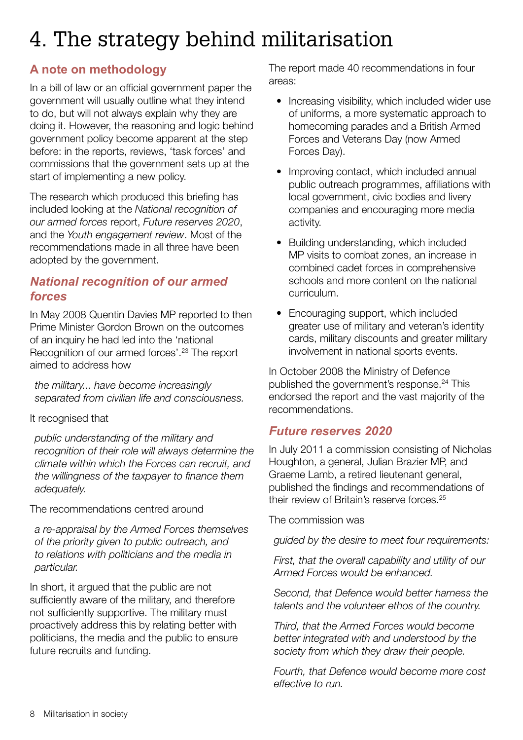# 4. The strategy behind militarisation

## A note on methodology

In a bill of law or an official government paper the government will usually outline what they intend to do, but will not always explain why they are doing it. However, the reasoning and logic behind government policy become apparent at the step before: in the reports, reviews, 'task forces' and commissions that the government sets up at the start of implementing a new policy.

The research which produced this briefing has included looking at the *National recognition of our armed forces* report, *Future reserves 2020*, and the *Youth engagement review*. Most of the recommendations made in all three have been adopted by the government.

## *National recognition of our armed forces*

In May 2008 Quentin Davies MP reported to then Prime Minister Gordon Brown on the outcomes of an inquiry he had led into the 'national Recognition of our armed forces'.[23] The report aimed to address how

> *the military... have become increasingly separated from civilian life and consciousness.*

It recognised that

> *public understanding of the military and recognition of their role will always determine the climate within which the Forces can recruit, and the willingness of the taxpayer to finance them adequately.*

The recommendations centred around

> *a re-appraisal by the Armed Forces themselves of the priority given to public outreach, and to relations with politicians and the media in particular.*

In short, it argued that the public are not sufficiently aware of the military, and therefore not sufficiently supportive. The military must proactively address this by relating better with politicians, the media and the public to ensure future recruits and funding.

The report made 40 recommendations in four areas:

- Increasing visibility, which included wider use of uniforms, a more systematic approach to homecoming parades and a British Armed Forces and Veterans Day (now Armed Forces Day).
- Improving contact, which included annual public outreach programmes, affiliations with local government, civic bodies and livery companies and encouraging more media activity.
- Building understanding, which included MP visits to combat zones, an increase in combined cadet forces in comprehensive schools and more content on the national curriculum.
- Encouraging support, which included greater use of military and veteran's identity cards, military discounts and greater military involvement in national sports events.

In October 2008 the Ministry of Defence published the government's response.[24] This endorsed the report and the vast majority of the recommendations.

## *Future reserves 2020*

In July 2011 a commission consisting of Nicholas Houghton, a general, Julian Brazier MP, and Graeme Lamb, a retired lieutenant general, published the findings and recommendations of their review of Britain's reserve forces.[25]

The commission was

> *guided by the desire to meet four requirements:*
>
> *First, that the overall capability and utility of our Armed Forces would be enhanced.*
>
> *Second, that Defence would better harness the talents and the volunteer ethos of the country.*
>
> *Third, that the Armed Forces would become better integrated with and understood by the society from which they draw their people.*
>
> *Fourth, that Defence would become more cost effective to run.*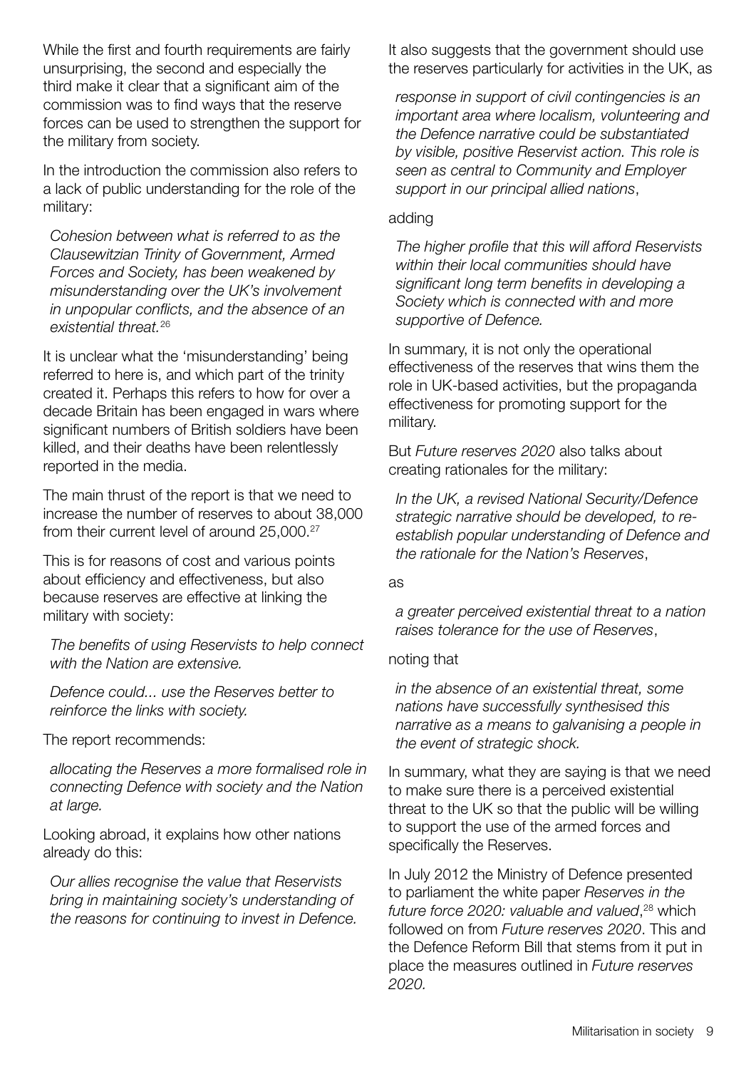While the first and fourth requirements are fairly unsurprising, the second and especially the third make it clear that a significant aim of the commission was to find ways that the reserve forces can be used to strengthen the support for the military from society.

In the introduction the commission also refers to a lack of public understanding for the role of the military:

> *Cohesion between what is referred to as the Clausewitzian Trinity of Government, Armed Forces and Society, has been weakened by misunderstanding over the UK's involvement in unpopular conflicts, and the absence of an existential threat.*[26]

It is unclear what the 'misunderstanding' being referred to here is, and which part of the trinity created it. Perhaps this refers to how for over a decade Britain has been engaged in wars where significant numbers of British soldiers have been killed, and their deaths have been relentlessly reported in the media.

The main thrust of the report is that we need to increase the number of reserves to about 38,000 from their current level of around 25,000.[27]

This is for reasons of cost and various points about efficiency and effectiveness, but also because reserves are effective at linking the military with society:

> *The benefits of using Reservists to help connect with the Nation are extensive.*
>
> *Defence could... use the Reserves better to reinforce the links with society.*

The report recommends:

> *allocating the Reserves a more formalised role in connecting Defence with society and the Nation at large.*

Looking abroad, it explains how other nations already do this:

> *Our allies recognise the value that Reservists bring in maintaining society's understanding of the reasons for continuing to invest in Defence.*

It also suggests that the government should use the reserves particularly for activities in the UK, as

> *response in support of civil contingencies is an important area where localism, volunteering and the Defence narrative could be substantiated by visible, positive Reservist action. This role is seen as central to Community and Employer support in our principal allied nations*,

adding

> *The higher profile that this will afford Reservists within their local communities should have significant long term benefits in developing a Society which is connected with and more supportive of Defence.*

In summary, it is not only the operational effectiveness of the reserves that wins them the role in UK-based activities, but the propaganda effectiveness for promoting support for the military.

But *Future reserves 2020* also talks about creating rationales for the military:

> *In the UK, a revised National Security/Defence strategic narrative should be developed, to re-establish popular understanding of Defence and the rationale for the Nation's Reserves*,

as

> *a greater perceived existential threat to a nation raises tolerance for the use of Reserves*,

noting that

> *in the absence of an existential threat, some nations have successfully synthesised this narrative as a means to galvanising a people in the event of strategic shock.*

In summary, what they are saying is that we need to make sure there is a perceived existential threat to the UK so that the public will be willing to support the use of the armed forces and specifically the Reserves.

In July 2012 the Ministry of Defence presented to parliament the white paper *Reserves in the future force 2020: valuable and valued*,[28] which followed on from *Future reserves 2020*. This and the Defence Reform Bill that stems from it put in place the measures outlined in *Future reserves 2020.*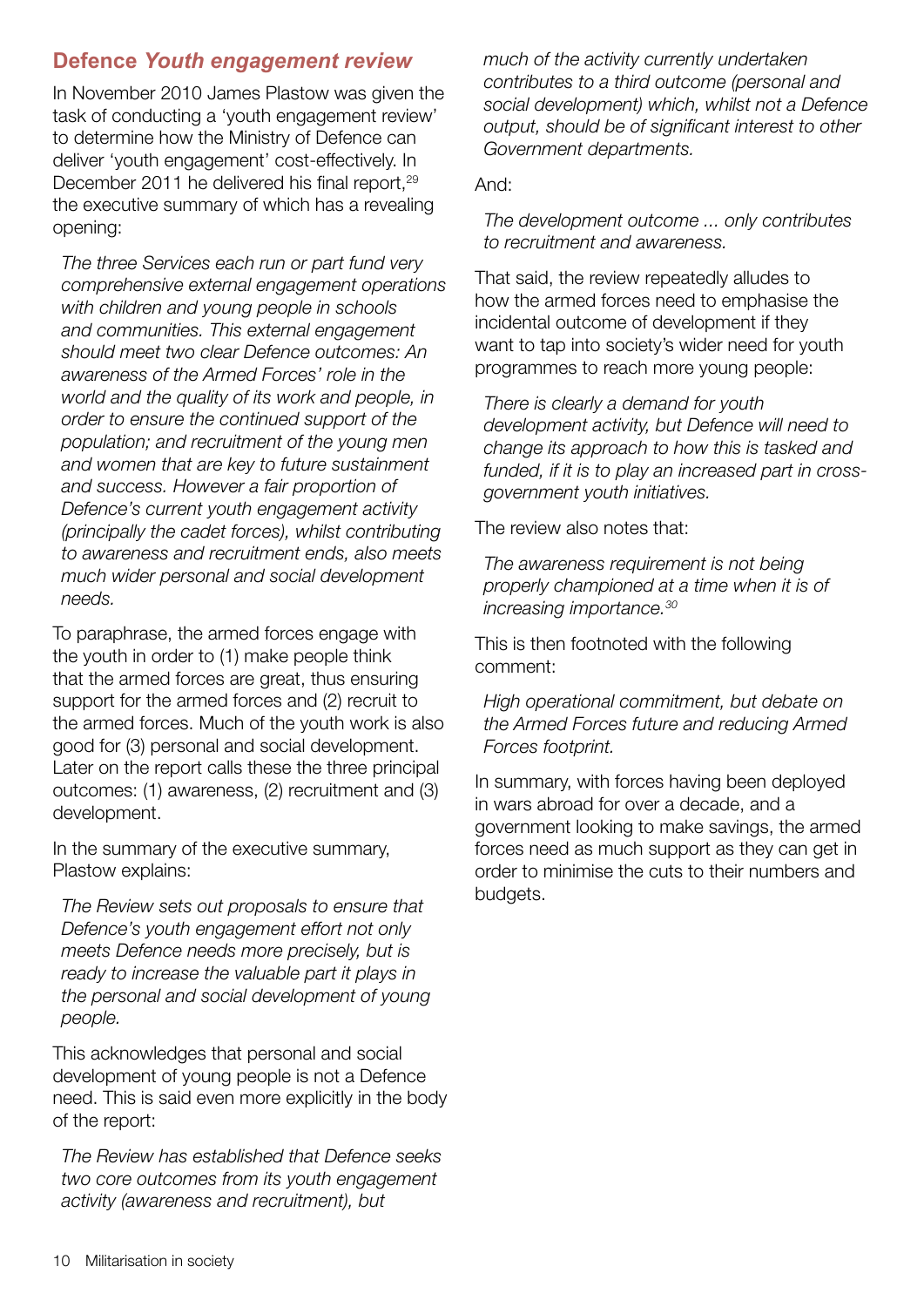## Defence *Youth engagement review*

In November 2010 James Plastow was given the task of conducting a 'youth engagement review' to determine how the Ministry of Defence can deliver 'youth engagement' cost-effectively. In December 2011 he delivered his final report,[29] the executive summary of which has a revealing opening:

> *The three Services each run or part fund very comprehensive external engagement operations with children and young people in schools and communities. This external engagement should meet two clear Defence outcomes: An awareness of the Armed Forces' role in the world and the quality of its work and people, in order to ensure the continued support of the population; and recruitment of the young men and women that are key to future sustainment and success. However a fair proportion of Defence's current youth engagement activity (principally the cadet forces), whilst contributing to awareness and recruitment ends, also meets much wider personal and social development needs.*

To paraphrase, the armed forces engage with the youth in order to (1) make people think that the armed forces are great, thus ensuring support for the armed forces and (2) recruit to the armed forces. Much of the youth work is also good for (3) personal and social development. Later on the report calls these the three principal outcomes: (1) awareness, (2) recruitment and (3) development.

In the summary of the executive summary, Plastow explains:

> *The Review sets out proposals to ensure that Defence's youth engagement effort not only meets Defence needs more precisely, but is ready to increase the valuable part it plays in the personal and social development of young people.*

This acknowledges that personal and social development of young people is not a Defence need. This is said even more explicitly in the body of the report:

> *The Review has established that Defence seeks two core outcomes from its youth engagement activity (awareness and recruitment), but much of the activity currently undertaken contributes to a third outcome (personal and social development) which, whilst not a Defence output, should be of significant interest to other Government departments.*

And:

> *The development outcome ... only contributes to recruitment and awareness.*

That said, the review repeatedly alludes to how the armed forces need to emphasise the incidental outcome of development if they want to tap into society's wider need for youth programmes to reach more young people:

> *There is clearly a demand for youth development activity, but Defence will need to change its approach to how this is tasked and funded, if it is to play an increased part in cross-government youth initiatives.*

The review also notes that:

> *The awareness requirement is not being properly championed at a time when it is of increasing importance.[30]*

This is then footnoted with the following comment:

> *High operational commitment, but debate on the Armed Forces future and reducing Armed Forces footprint.*

In summary, with forces having been deployed in wars abroad for over a decade, and a government looking to make savings, the armed forces need as much support as they can get in order to minimise the cuts to their numbers and budgets.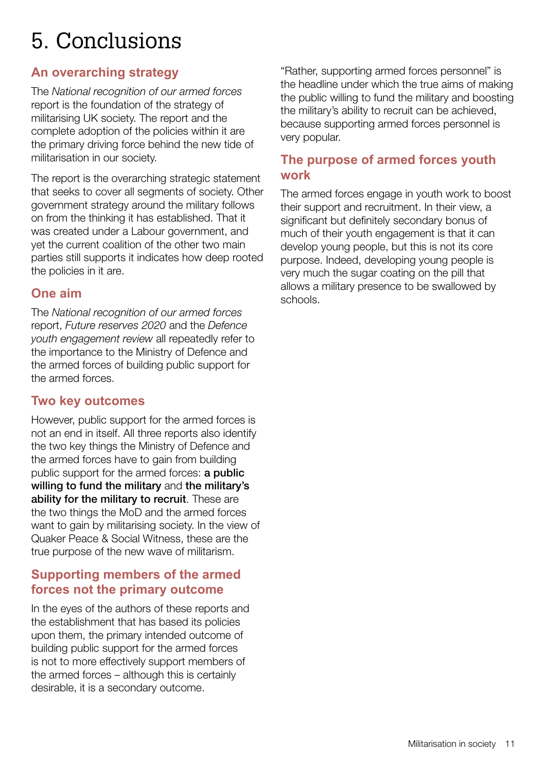# 5. Conclusions

## An overarching strategy

The *National recognition of our armed forces* report is the foundation of the strategy of militarising UK society. The report and the complete adoption of the policies within it are the primary driving force behind the new tide of militarisation in our society.

The report is the overarching strategic statement that seeks to cover all segments of society. Other government strategy around the military follows on from the thinking it has established. That it was created under a Labour government, and yet the current coalition of the other two main parties still supports it indicates how deep rooted the policies in it are.

## One aim

The *National recognition of our armed forces* report, *Future reserves 2020* and the *Defence youth engagement review* all repeatedly refer to the importance to the Ministry of Defence and the armed forces of building public support for the armed forces.

## Two key outcomes

However, public support for the armed forces is not an end in itself. All three reports also identify the two key things the Ministry of Defence and the armed forces have to gain from building public support for the armed forces: **a public willing to fund the military** and **the military's ability for the military to recruit**. These are the two things the MoD and the armed forces want to gain by militarising society. In the view of Quaker Peace & Social Witness, these are the true purpose of the new wave of militarism.

## Supporting members of the armed forces not the primary outcome

In the eyes of the authors of these reports and the establishment that has based its policies upon them, the primary intended outcome of building public support for the armed forces is not to more effectively support members of the armed forces – although this is certainly desirable, it is a secondary outcome.

"Rather, supporting armed forces personnel" is the headline under which the true aims of making the public willing to fund the military and boosting the military's ability to recruit can be achieved, because supporting armed forces personnel is very popular.

## The purpose of armed forces youth work

The armed forces engage in youth work to boost their support and recruitment. In their view, a significant but definitely secondary bonus of much of their youth engagement is that it can develop young people, but this is not its core purpose. Indeed, developing young people is very much the sugar coating on the pill that allows a military presence to be swallowed by schools.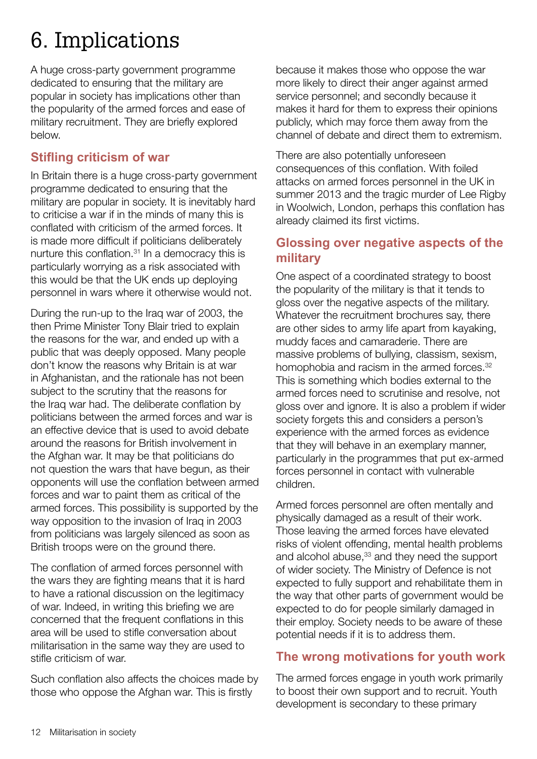# 6. Implications

A huge cross-party government programme dedicated to ensuring that the military are popular in society has implications other than the popularity of the armed forces and ease of military recruitment. They are briefly explored below.

## Stifling criticism of war

In Britain there is a huge cross-party government programme dedicated to ensuring that the military are popular in society. It is inevitably hard to criticise a war if in the minds of many this is conflated with criticism of the armed forces. It is made more difficult if politicians deliberately nurture this conflation.[31] In a democracy this is particularly worrying as a risk associated with this would be that the UK ends up deploying personnel in wars where it otherwise would not.

During the run-up to the Iraq war of 2003, the then Prime Minister Tony Blair tried to explain the reasons for the war, and ended up with a public that was deeply opposed. Many people don't know the reasons why Britain is at war in Afghanistan, and the rationale has not been subject to the scrutiny that the reasons for the Iraq war had. The deliberate conflation by politicians between the armed forces and war is an effective device that is used to avoid debate around the reasons for British involvement in the Afghan war. It may be that politicians do not question the wars that have begun, as their opponents will use the conflation between armed forces and war to paint them as critical of the armed forces. This possibility is supported by the way opposition to the invasion of Iraq in 2003 from politicians was largely silenced as soon as British troops were on the ground there.

The conflation of armed forces personnel with the wars they are fighting means that it is hard to have a rational discussion on the legitimacy of war. Indeed, in writing this briefing we are concerned that the frequent conflations in this area will be used to stifle conversation about militarisation in the same way they are used to stifle criticism of war.

Such conflation also affects the choices made by those who oppose the Afghan war. This is firstly because it makes those who oppose the war more likely to direct their anger against armed service personnel; and secondly because it makes it hard for them to express their opinions publicly, which may force them away from the channel of debate and direct them to extremism.

There are also potentially unforeseen consequences of this conflation. With foiled attacks on armed forces personnel in the UK in summer 2013 and the tragic murder of Lee Rigby in Woolwich, London, perhaps this conflation has already claimed its first victims.

## Glossing over negative aspects of the military

One aspect of a coordinated strategy to boost the popularity of the military is that it tends to gloss over the negative aspects of the military. Whatever the recruitment brochures say, there are other sides to army life apart from kayaking, muddy faces and camaraderie. There are massive problems of bullying, classism, sexism, homophobia and racism in the armed forces.[32] This is something which bodies external to the armed forces need to scrutinise and resolve, not gloss over and ignore. It is also a problem if wider society forgets this and considers a person's experience with the armed forces as evidence that they will behave in an exemplary manner, particularly in the programmes that put ex-armed forces personnel in contact with vulnerable children.

Armed forces personnel are often mentally and physically damaged as a result of their work. Those leaving the armed forces have elevated risks of violent offending, mental health problems and alcohol abuse,[33] and they need the support of wider society. The Ministry of Defence is not expected to fully support and rehabilitate them in the way that other parts of government would be expected to do for people similarly damaged in their employ. Society needs to be aware of these potential needs if it is to address them.

## The wrong motivations for youth work

The armed forces engage in youth work primarily to boost their own support and to recruit. Youth development is secondary to these primary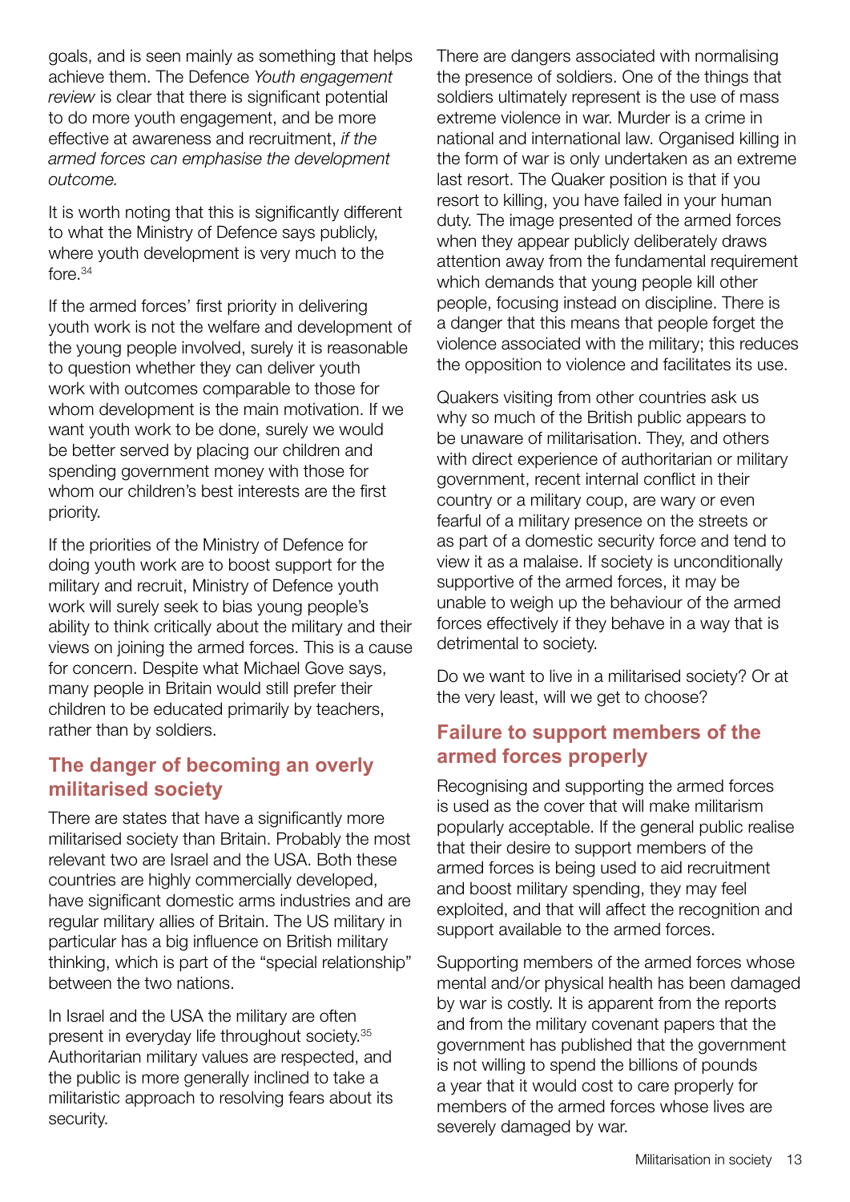goals, and is seen mainly as something that helps achieve them. The Defence *Youth engagement review* is clear that there is significant potential to do more youth engagement, and be more effective at awareness and recruitment, *if the armed forces can emphasise the development outcome.*

It is worth noting that this is significantly different to what the Ministry of Defence says publicly, where youth development is very much to the fore.[34]

If the armed forces' first priority in delivering youth work is not the welfare and development of the young people involved, surely it is reasonable to question whether they can deliver youth work with outcomes comparable to those for whom development is the main motivation. If we want youth work to be done, surely we would be better served by placing our children and spending government money with those for whom our children's best interests are the first priority.

If the priorities of the Ministry of Defence for doing youth work are to boost support for the military and recruit, Ministry of Defence youth work will surely seek to bias young people's ability to think critically about the military and their views on joining the armed forces. This is a cause for concern. Despite what Michael Gove says, many people in Britain would still prefer their children to be educated primarily by teachers, rather than by soldiers.

## The danger of becoming an overly militarised society

There are states that have a significantly more militarised society than Britain. Probably the most relevant two are Israel and the USA. Both these countries are highly commercially developed, have significant domestic arms industries and are regular military allies of Britain. The US military in particular has a big influence on British military thinking, which is part of the "special relationship" between the two nations.

In Israel and the USA the military are often present in everyday life throughout society.[35] Authoritarian military values are respected, and the public is more generally inclined to take a militaristic approach to resolving fears about its security.

There are dangers associated with normalising the presence of soldiers. One of the things that soldiers ultimately represent is the use of mass extreme violence in war. Murder is a crime in national and international law. Organised killing in the form of war is only undertaken as an extreme last resort. The Quaker position is that if you resort to killing, you have failed in your human duty. The image presented of the armed forces when they appear publicly deliberately draws attention away from the fundamental requirement which demands that young people kill other people, focusing instead on discipline. There is a danger that this means that people forget the violence associated with the military; this reduces the opposition to violence and facilitates its use.

Quakers visiting from other countries ask us why so much of the British public appears to be unaware of militarisation. They, and others with direct experience of authoritarian or military government, recent internal conflict in their country or a military coup, are wary or even fearful of a military presence on the streets or as part of a domestic security force and tend to view it as a malaise. If society is unconditionally supportive of the armed forces, it may be unable to weigh up the behaviour of the armed forces effectively if they behave in a way that is detrimental to society.

Do we want to live in a militarised society? Or at the very least, will we get to choose?

## Failure to support members of the armed forces properly

Recognising and supporting the armed forces is used as the cover that will make militarism popularly acceptable. If the general public realise that their desire to support members of the armed forces is being used to aid recruitment and boost military spending, they may feel exploited, and that will affect the recognition and support available to the armed forces.

Supporting members of the armed forces whose mental and/or physical health has been damaged by war is costly. It is apparent from the reports and from the military covenant papers that the government has published that the government is not willing to spend the billions of pounds a year that it would cost to care properly for members of the armed forces whose lives are severely damaged by war.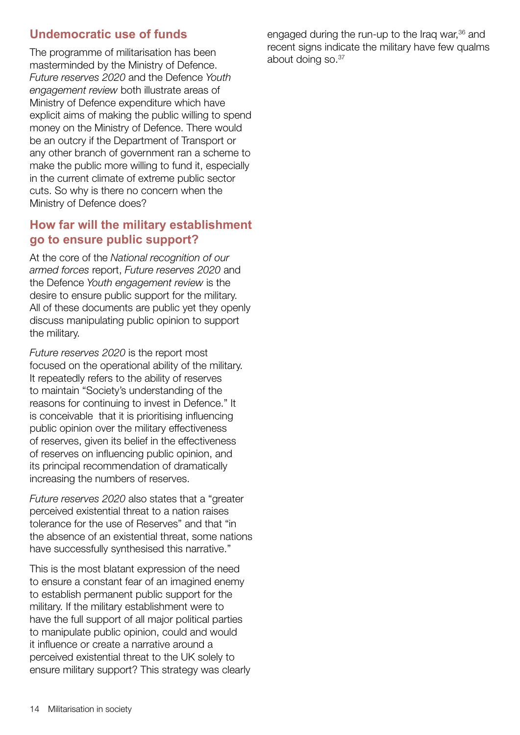## Undemocratic use of funds

The programme of militarisation has been masterminded by the Ministry of Defence. *Future reserves 2020* and the Defence *Youth engagement review* both illustrate areas of Ministry of Defence expenditure which have explicit aims of making the public willing to spend money on the Ministry of Defence. There would be an outcry if the Department of Transport or any other branch of government ran a scheme to make the public more willing to fund it, especially in the current climate of extreme public sector cuts. So why is there no concern when the Ministry of Defence does?

## How far will the military establishment go to ensure public support?

At the core of the *National recognition of our armed forces* report, *Future reserves 2020* and the Defence *Youth engagement review* is the desire to ensure public support for the military. All of these documents are public yet they openly discuss manipulating public opinion to support the military.

*Future reserves 2020* is the report most focused on the operational ability of the military. It repeatedly refers to the ability of reserves to maintain "Society's understanding of the reasons for continuing to invest in Defence." It is conceivable that it is prioritising influencing public opinion over the military effectiveness of reserves, given its belief in the effectiveness of reserves on influencing public opinion, and its principal recommendation of dramatically increasing the numbers of reserves.

*Future reserves 2020* also states that a "greater perceived existential threat to a nation raises tolerance for the use of Reserves" and that "in the absence of an existential threat, some nations have successfully synthesised this narrative."

This is the most blatant expression of the need to ensure a constant fear of an imagined enemy to establish permanent public support for the military. If the military establishment were to have the full support of all major political parties to manipulate public opinion, could and would it influence or create a narrative around a perceived existential threat to the UK solely to ensure military support? This strategy was clearly engaged during the run-up to the Iraq war,[36] and recent signs indicate the military have few qualms about doing so.[37]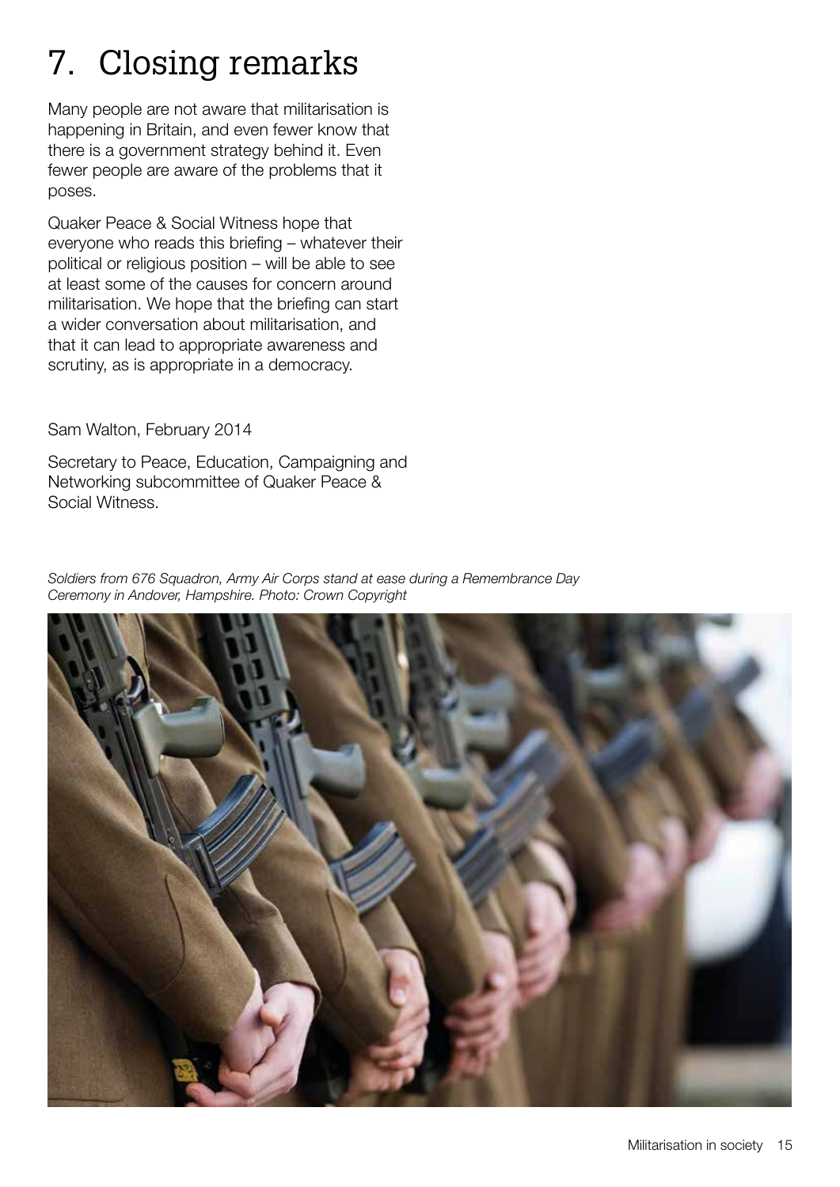# 7. Closing remarks

Many people are not aware that militarisation is happening in Britain, and even fewer know that there is a government strategy behind it. Even fewer people are aware of the problems that it poses.

Quaker Peace & Social Witness hope that everyone who reads this briefing – whatever their political or religious position – will be able to see at least some of the causes for concern around militarisation. We hope that the briefing can start a wider conversation about militarisation, and that it can lead to appropriate awareness and scrutiny, as is appropriate in a democracy.

Sam Walton, February 2014

Secretary to Peace, Education, Campaigning and Networking subcommittee of Quaker Peace & Social Witness.

*Soldiers from 676 Squadron, Army Air Corps stand at ease during a Remembrance Day Ceremony in Andover, Hampshire. Photo: Crown Copyright*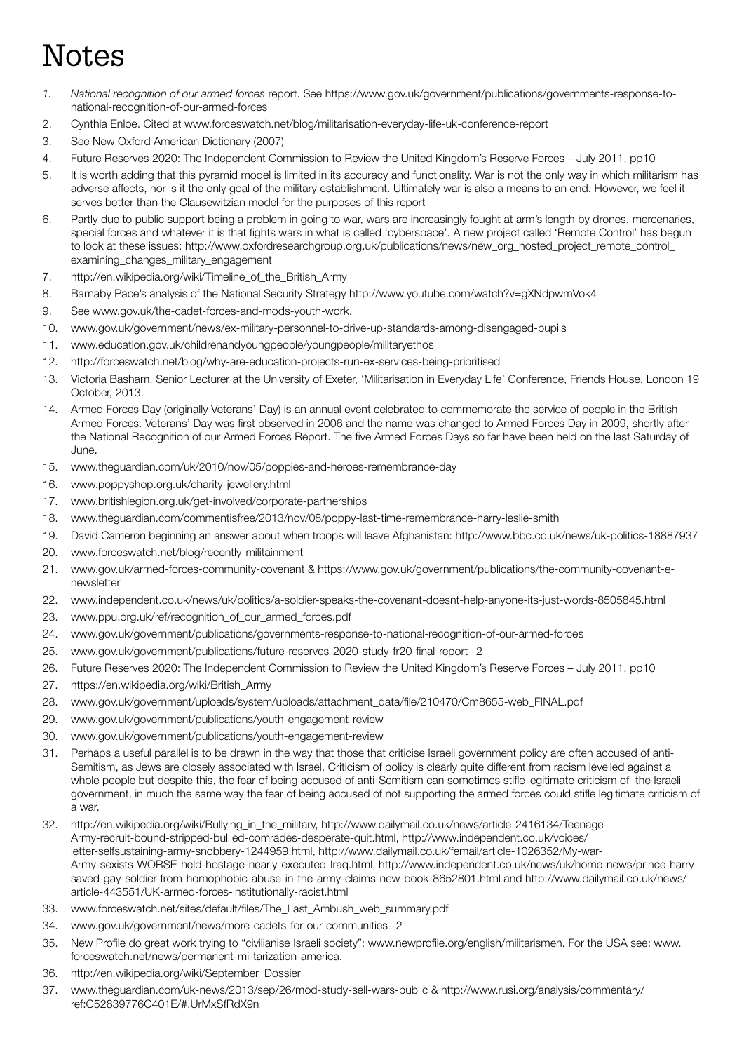# Notes

1. *National recognition of our armed forces* report. See https://www.gov.uk/government/publications/governments-response-to-national-recognition-of-our-armed-forces
2. Cynthia Enloe. Cited at www.forceswatch.net/blog/militarisation-everyday-life-uk-conference-report
3. See New Oxford American Dictionary (2007)
4. Future Reserves 2020: The Independent Commission to Review the United Kingdom's Reserve Forces – July 2011, pp10
5. It is worth adding that this pyramid model is limited in its accuracy and functionality. War is not the only way in which militarism has adverse affects, nor is it the only goal of the military establishment. Ultimately war is also a means to an end. However, we feel it serves better than the Clausewitzian model for the purposes of this report
6. Partly due to public support being a problem in going to war, wars are increasingly fought at arm's length by drones, mercenaries, special forces and whatever it is that fights wars in what is called 'cyberspace'. A new project called 'Remote Control' has begun to look at these issues: http://www.oxfordresearchgroup.org.uk/publications/news/new_org_hosted_project_remote_control_examining_changes_military_engagement
7. http://en.wikipedia.org/wiki/Timeline_of_the_British_Army
8. Barnaby Pace's analysis of the National Security Strategy http://www.youtube.com/watch?v=gXNdpwmVok4
9. See www.gov.uk/the-cadet-forces-and-mods-youth-work.
10. www.gov.uk/government/news/ex-military-personnel-to-drive-up-standards-among-disengaged-pupils
11. www.education.gov.uk/childrenandyoungpeople/youngpeople/militaryethos
12. http://forceswatch.net/blog/why-are-education-projects-run-ex-services-being-prioritised
13. Victoria Basham, Senior Lecturer at the University of Exeter, 'Militarisation in Everyday Life' Conference, Friends House, London 19 October, 2013.
14. Armed Forces Day (originally Veterans' Day) is an annual event celebrated to commemorate the service of people in the British Armed Forces. Veterans' Day was first observed in 2006 and the name was changed to Armed Forces Day in 2009, shortly after the National Recognition of our Armed Forces Report. The five Armed Forces Days so far have been held on the last Saturday of June.
15. www.theguardian.com/uk/2010/nov/05/poppies-and-heroes-remembrance-day
16. www.poppyshop.org.uk/charity-jewellery.html
17. www.britishlegion.org.uk/get-involved/corporate-partnerships
18. www.theguardian.com/commentisfree/2013/nov/08/poppy-last-time-remembrance-harry-leslie-smith
19. David Cameron beginning an answer about when troops will leave Afghanistan: http://www.bbc.co.uk/news/uk-politics-18887937
20. www.forceswatch.net/blog/recently-militainment
21. www.gov.uk/armed-forces-community-covenant & https://www.gov.uk/government/publications/the-community-covenant-e-newsletter
22. www.independent.co.uk/news/uk/politics/a-soldier-speaks-the-covenant-doesnt-help-anyone-its-just-words-8505845.html
23. www.ppu.org.uk/ref/recognition_of_our_armed_forces.pdf
24. www.gov.uk/government/publications/governments-response-to-national-recognition-of-our-armed-forces
25. www.gov.uk/government/publications/future-reserves-2020-study-fr20-final-report--2
26. Future Reserves 2020: The Independent Commission to Review the United Kingdom's Reserve Forces – July 2011, pp10
27. https://en.wikipedia.org/wiki/British_Army
28. www.gov.uk/government/uploads/system/uploads/attachment_data/file/210470/Cm8655-web_FINAL.pdf
29. www.gov.uk/government/publications/youth-engagement-review
30. www.gov.uk/government/publications/youth-engagement-review
31. Perhaps a useful parallel is to be drawn in the way that those that criticise Israeli government policy are often accused of anti-Semitism, as Jews are closely associated with Israel. Criticism of policy is clearly quite different from racism levelled against a whole people but despite this, the fear of being accused of anti-Semitism can sometimes stifle legitimate criticism of the Israeli government, in much the same way the fear of being accused of not supporting the armed forces could stifle legitimate criticism of a war.
32. http://en.wikipedia.org/wiki/Bullying_in_the_military, http://www.dailymail.co.uk/news/article-2416134/Teenage-Army-recruit-bound-stripped-bullied-comrades-desperate-quit.html, http://www.independent.co.uk/voices/letter-selfsustaining-army-snobbery-1244959.html, http://www.dailymail.co.uk/femail/article-1026352/My-war-Army-sexists-WORSE-held-hostage-nearly-executed-Iraq.html, http://www.independent.co.uk/news/uk/home-news/prince-harry-saved-gay-soldier-from-homophobic-abuse-in-the-army-claims-new-book-8652801.html and http://www.dailymail.co.uk/news/article-443551/UK-armed-forces-institutionally-racist.html
33. www.forceswatch.net/sites/default/files/The_Last_Ambush_web_summary.pdf
34. www.gov.uk/government/news/more-cadets-for-our-communities--2
35. New Profile do great work trying to "civilianise Israeli society": www.newprofile.org/english/militarismen. For the USA see: www.forceswatch.net/news/permanent-militarization-america.
36. http://en.wikipedia.org/wiki/September_Dossier
37. www.theguardian.com/uk-news/2013/sep/26/mod-study-sell-wars-public & http://www.rusi.org/analysis/commentary/ref:C52839776C401E/#.UrMxSfRdX9n